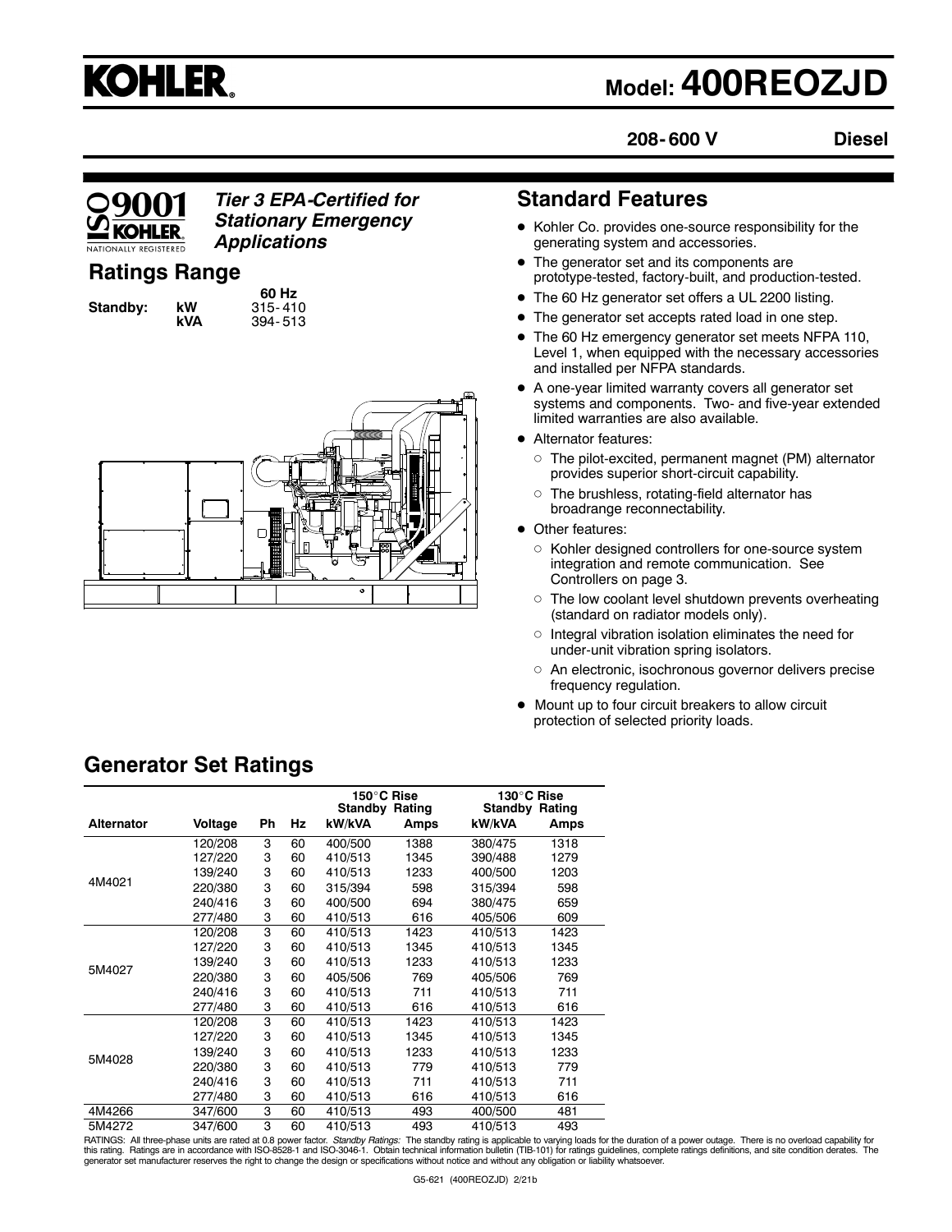# KOHLER

## Model: 400REOZJD

**208-600 V** **Diesel**

ISO 9001 KOHLER NATIONALLY REGISTERED

***Tier 3 EPA-Certified for Stationary Emergency Applications***

## Ratings Range

| | | 60 Hz |
|---|---|---|
| **Standby:** | **kW** | 315-410 |
| | **kVA** | 394-513 |

## Standard Features

- Kohler Co. provides one-source responsibility for the generating system and accessories.
- The generator set and its components are prototype-tested, factory-built, and production-tested.
- The 60 Hz generator set offers a UL 2200 listing.
- The generator set accepts rated load in one step.
- The 60 Hz emergency generator set meets NFPA 110, Level 1, when equipped with the necessary accessories and installed per NFPA standards.
- A one-year limited warranty covers all generator set systems and components. Two- and five-year extended limited warranties are also available.
- Alternator features:
  - The pilot-excited, permanent magnet (PM) alternator provides superior short-circuit capability.
  - The brushless, rotating-field alternator has broadrange reconnectability.
- Other features:
  - Kohler designed controllers for one-source system integration and remote communication. See Controllers on page 3.
  - The low coolant level shutdown prevents overheating (standard on radiator models only).
  - Integral vibration isolation eliminates the need for under-unit vibration spring isolators.
  - An electronic, isochronous governor delivers precise frequency regulation.
- Mount up to four circuit breakers to allow circuit protection of selected priority loads.

## Generator Set Ratings

| | | | | 150°C Rise Standby Rating | | 130°C Rise Standby Rating | |
|---|---|---|---|---|---|---|---|
| **Alternator** | **Voltage** | **Ph** | **Hz** | **kW/kVA** | **Amps** | **kW/kVA** | **Amps** |
| 4M4021 | 120/208 | 3 | 60 | 400/500 | 1388 | 380/475 | 1318 |
| | 127/220 | 3 | 60 | 410/513 | 1345 | 390/488 | 1279 |
| | 139/240 | 3 | 60 | 410/513 | 1233 | 400/500 | 1203 |
| | 220/380 | 3 | 60 | 315/394 | 598 | 315/394 | 598 |
| | 240/416 | 3 | 60 | 400/500 | 694 | 380/475 | 659 |
| | 277/480 | 3 | 60 | 410/513 | 616 | 405/506 | 609 |
| 5M4027 | 120/208 | 3 | 60 | 410/513 | 1423 | 410/513 | 1423 |
| | 127/220 | 3 | 60 | 410/513 | 1345 | 410/513 | 1345 |
| | 139/240 | 3 | 60 | 410/513 | 1233 | 410/513 | 1233 |
| | 220/380 | 3 | 60 | 405/506 | 769 | 405/506 | 769 |
| | 240/416 | 3 | 60 | 410/513 | 711 | 410/513 | 711 |
| | 277/480 | 3 | 60 | 410/513 | 616 | 410/513 | 616 |
| 5M4028 | 120/208 | 3 | 60 | 410/513 | 1423 | 410/513 | 1423 |
| | 127/220 | 3 | 60 | 410/513 | 1345 | 410/513 | 1345 |
| | 139/240 | 3 | 60 | 410/513 | 1233 | 410/513 | 1233 |
| | 220/380 | 3 | 60 | 410/513 | 779 | 410/513 | 779 |
| | 240/416 | 3 | 60 | 410/513 | 711 | 410/513 | 711 |
| | 277/480 | 3 | 60 | 410/513 | 616 | 410/513 | 616 |
| 4M4266 | 347/600 | 3 | 60 | 410/513 | 493 | 400/500 | 481 |
| 5M4272 | 347/600 | 3 | 60 | 410/513 | 493 | 410/513 | 493 |

RATINGS: All three-phase units are rated at 0.8 power factor. *Standby Ratings:* The standby rating is applicable to varying loads for the duration of a power outage. There is no overload capability for this rating. Ratings are in accordance with ISO-8528-1 and ISO-3046-1. Obtain technical information bulletin (TIB-101) for ratings guidelines, complete ratings definitions, and site condition derates. The generator set manufacturer reserves the right to change the design or specifications without notice and without any obligation or liability whatsoever.

G5-621 (400REOZJD) 2/21b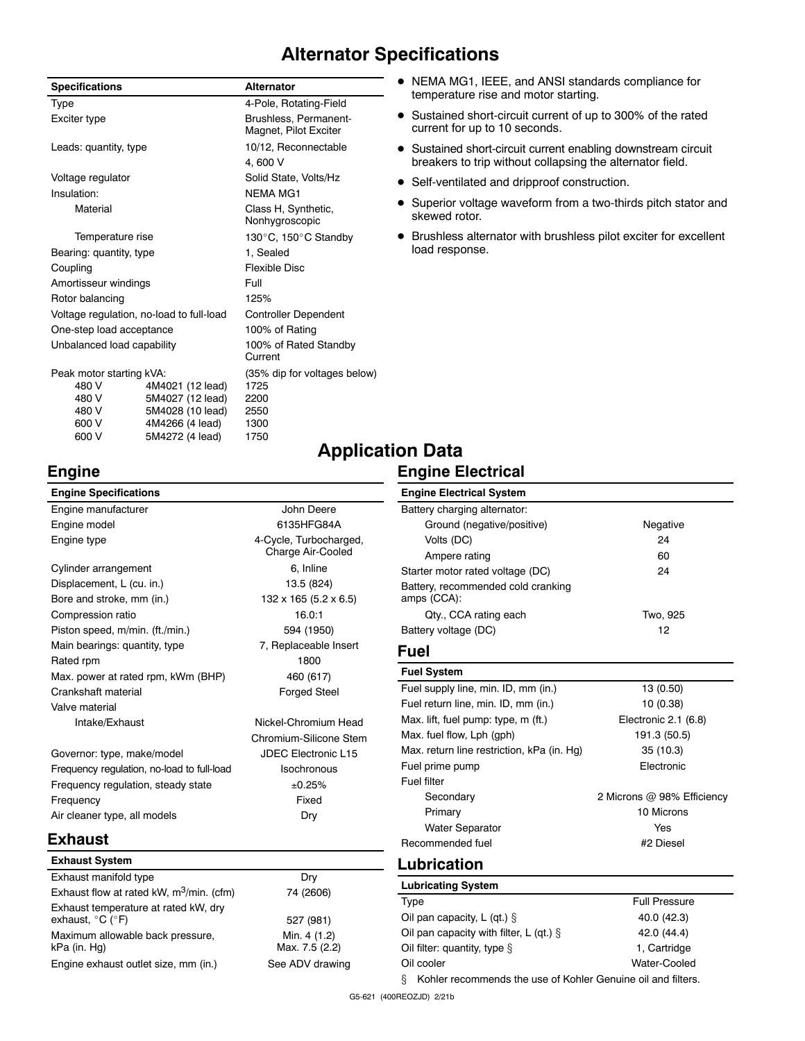# Alternator Specifications

| Specifications | | Alternator |
|---|---|---|
| Type | | 4-Pole, Rotating-Field |
| Exciter type | | Brushless, Permanent-Magnet, Pilot Exciter |
| Leads: quantity, type | | 10/12, Reconnectable |
| | | 4, 600 V |
| Voltage regulator | | Solid State, Volts/Hz |
| Insulation: | | NEMA MG1 |
| Material | | Class H, Synthetic, Nonhygroscopic |
| Temperature rise | | 130°C, 150°C Standby |
| Bearing: quantity, type | | 1, Sealed |
| Coupling | | Flexible Disc |
| Amortisseur windings | | Full |
| Rotor balancing | | 125% |
| Voltage regulation, no-load to full-load | | Controller Dependent |
| One-step load acceptance | | 100% of Rating |
| Unbalanced load capability | | 100% of Rated Standby Current |
| Peak motor starting kVA: | | (35% dip for voltages below) |
| 480 V | 4M4021 (12 lead) | 1725 |
| 480 V | 5M4027 (12 lead) | 2200 |
| 480 V | 5M4028 (10 lead) | 2550 |
| 600 V | 4M4266 (4 lead) | 1300 |
| 600 V | 5M4272 (4 lead) | 1750 |

- NEMA MG1, IEEE, and ANSI standards compliance for temperature rise and motor starting.
- Sustained short-circuit current of up to 300% of the rated current for up to 10 seconds.
- Sustained short-circuit current enabling downstream circuit breakers to trip without collapsing the alternator field.
- Self-ventilated and dripproof construction.
- Superior voltage waveform from a two-thirds pitch stator and skewed rotor.
- Brushless alternator with brushless pilot exciter for excellent load response.

# Application Data

## Engine

| Engine Specifications | |
|---|---|
| Engine manufacturer | John Deere |
| Engine model | 6135HFG84A |
| Engine type | 4-Cycle, Turbocharged, Charge Air-Cooled |
| Cylinder arrangement | 6, Inline |
| Displacement, L (cu. in.) | 13.5 (824) |
| Bore and stroke, mm (in.) | 132 x 165 (5.2 x 6.5) |
| Compression ratio | 16.0:1 |
| Piston speed, m/min. (ft./min.) | 594 (1950) |
| Main bearings: quantity, type | 7, Replaceable Insert |
| Rated rpm | 1800 |
| Max. power at rated rpm, kWm (BHP) | 460 (617) |
| Crankshaft material | Forged Steel |
| Valve material | |
| Intake/Exhaust | Nickel-Chromium Head |
| | Chromium-Silicone Stem |
| Governor: type, make/model | JDEC Electronic L15 |
| Frequency regulation, no-load to full-load | Isochronous |
| Frequency regulation, steady state | ±0.25% |
| Frequency | Fixed |
| Air cleaner type, all models | Dry |

## Exhaust

| Exhaust System | |
|---|---|
| Exhaust manifold type | Dry |
| Exhaust flow at rated kW, $m^3$/min. (cfm) | 74 (2606) |
| Exhaust temperature at rated kW, dry exhaust, °C (°F) | 527 (981) |
| Maximum allowable back pressure, kPa (in. Hg) | Min. 4 (1.2) Max. 7.5 (2.2) |
| Engine exhaust outlet size, mm (in.) | See ADV drawing |

## Engine Electrical

| Engine Electrical System | |
|---|---|
| Battery charging alternator: | |
| Ground (negative/positive) | Negative |
| Volts (DC) | 24 |
| Ampere rating | 60 |
| Starter motor rated voltage (DC) | 24 |
| Battery, recommended cold cranking amps (CCA): | |
| Qty., CCA rating each | Two, 925 |
| Battery voltage (DC) | 12 |

## Fuel

| Fuel System | |
|---|---|
| Fuel supply line, min. ID, mm (in.) | 13 (0.50) |
| Fuel return line, min. ID, mm (in.) | 10 (0.38) |
| Max. lift, fuel pump: type, m (ft.) | Electronic 2.1 (6.8) |
| Max. fuel flow, Lph (gph) | 191.3 (50.5) |
| Max. return line restriction, kPa (in. Hg) | 35 (10.3) |
| Fuel prime pump | Electronic |
| Fuel filter | |
| Secondary | 2 Microns @ 98% Efficiency |
| Primary | 10 Microns |
| Water Separator | Yes |
| Recommended fuel | #2 Diesel |

## Lubrication

| Lubricating System | |
|---|---|
| Type | Full Pressure |
| Oil pan capacity, L (qt.) § | 40.0 (42.3) |
| Oil pan capacity with filter, L (qt.) § | 42.0 (44.4) |
| Oil filter: quantity, type § | 1, Cartridge |
| Oil cooler | Water-Cooled |

§ Kohler recommends the use of Kohler Genuine oil and filters.

G5-621 (400REOZJD) 2/21b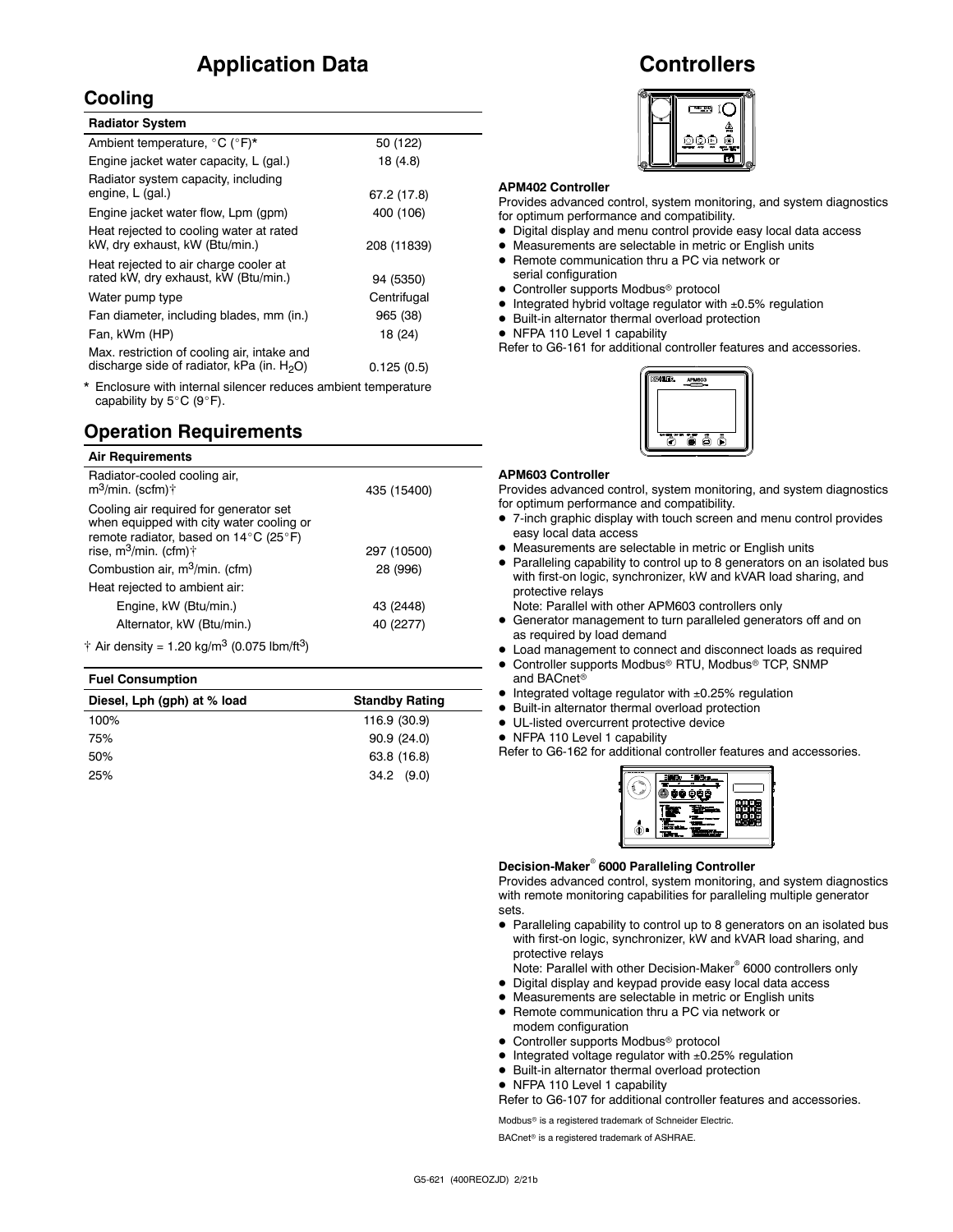# Application Data

## Cooling

| Radiator System | |
|---|---|
| Ambient temperature, °C (°F)* | 50 (122) |
| Engine jacket water capacity, L (gal.) | 18 (4.8) |
| Radiator system capacity, including engine, L (gal.) | 67.2 (17.8) |
| Engine jacket water flow, Lpm (gpm) | 400 (106) |
| Heat rejected to cooling water at rated kW, dry exhaust, kW (Btu/min.) | 208 (11839) |
| Heat rejected to air charge cooler at rated kW, dry exhaust, kW (Btu/min.) | 94 (5350) |
| Water pump type | Centrifugal |
| Fan diameter, including blades, mm (in.) | 965 (38) |
| Fan, kWm (HP) | 18 (24) |
| Max. restriction of cooling air, intake and discharge side of radiator, kPa (in. $H_2O$) | 0.125 (0.5) |

* Enclosure with internal silencer reduces ambient temperature capability by 5°C (9°F).

## Operation Requirements

| Air Requirements | |
|---|---|
| Radiator-cooled cooling air, $m^3$/min. (scfm)† | 435 (15400) |
| Cooling air required for generator set when equipped with city water cooling or remote radiator, based on 14°C (25°F) rise, $m^3$/min. (cfm)† | 297 (10500) |
| Combustion air, $m^3$/min. (cfm) | 28 (996) |
| Heat rejected to ambient air: | |
| Engine, kW (Btu/min.) | 43 (2448) |
| Alternator, kW (Btu/min.) | 40 (2277) |

† Air density = 1.20 kg/$m^3$ (0.075 lbm/$ft^3$)

| Fuel Consumption | |
|---|---|
| Diesel, Lph (gph) at % load | Standby Rating |
| 100% | 116.9 (30.9) |
| 75% | 90.9 (24.0) |
| 50% | 63.8 (16.8) |
| 25% | 34.2 (9.0) |

# Controllers

**APM402 Controller**

Provides advanced control, system monitoring, and system diagnostics for optimum performance and compatibility.

- Digital display and menu control provide easy local data access
- Measurements are selectable in metric or English units
- Remote communication thru a PC via network or serial configuration
- Controller supports Modbus® protocol
- Integrated hybrid voltage regulator with ±0.5% regulation
- Built-in alternator thermal overload protection
- NFPA 110 Level 1 capability

Refer to G6-161 for additional controller features and accessories.

**APM603 Controller**

Provides advanced control, system monitoring, and system diagnostics for optimum performance and compatibility.

- 7-inch graphic display with touch screen and menu control provides easy local data access
- Measurements are selectable in metric or English units
- Paralleling capability to control up to 8 generators on an isolated bus with first-on logic, synchronizer, kW and kVAR load sharing, and protective relays
  Note: Parallel with other APM603 controllers only
- Generator management to turn paralleled generators off and on as required by load demand
- Load management to connect and disconnect loads as required
- Controller supports Modbus® RTU, Modbus® TCP, SNMP and BACnet®
- Integrated voltage regulator with ±0.25% regulation
- Built-in alternator thermal overload protection
- UL-listed overcurrent protective device
- NFPA 110 Level 1 capability

Refer to G6-162 for additional controller features and accessories.

**Decision-Maker® 6000 Paralleling Controller**

Provides advanced control, system monitoring, and system diagnostics with remote monitoring capabilities for paralleling multiple generator sets.

- Paralleling capability to control up to 8 generators on an isolated bus with first-on logic, synchronizer, kW and kVAR load sharing, and protective relays
  Note: Parallel with other Decision-Maker® 6000 controllers only
- Digital display and keypad provide easy local data access
- Measurements are selectable in metric or English units
- Remote communication thru a PC via network or modem configuration
- Controller supports Modbus® protocol
- Integrated voltage regulator with ±0.25% regulation
- Built-in alternator thermal overload protection
- NFPA 110 Level 1 capability

Refer to G6-107 for additional controller features and accessories.

Modbus® is a registered trademark of Schneider Electric.

BACnet® is a registered trademark of ASHRAE.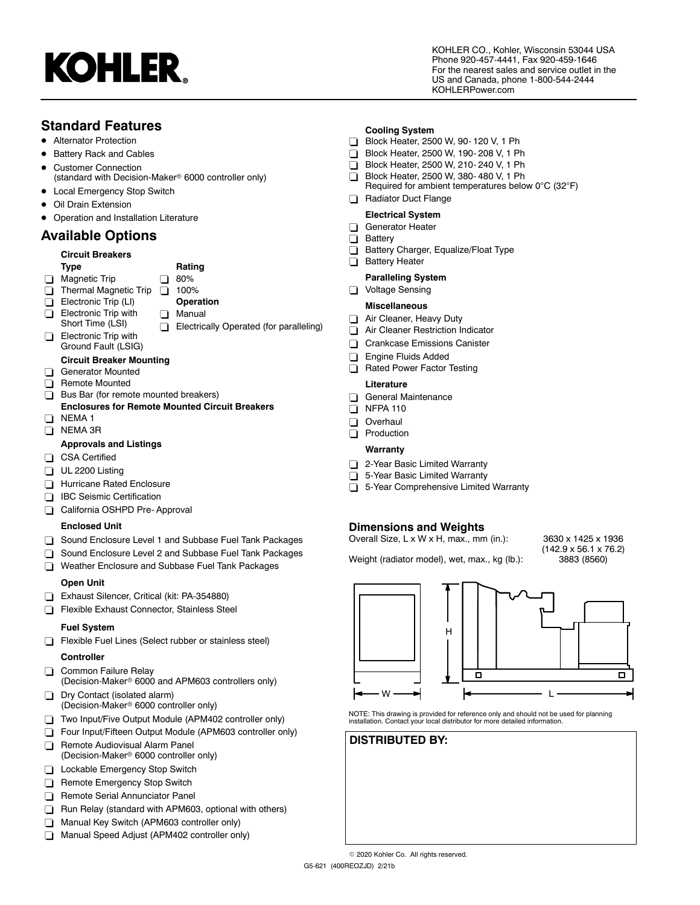**KOHLER.**

KOHLER CO., Kohler, Wisconsin 53044 USA
Phone 920-457-4441, Fax 920-459-1646
For the nearest sales and service outlet in the US and Canada, phone 1-800-544-2444
KOHLERPower.com

## Standard Features

- Alternator Protection
- Battery Rack and Cables
- Customer Connection (standard with Decision-Maker® 6000 controller only)
- Local Emergency Stop Switch
- Oil Drain Extension
- Operation and Installation Literature

## Available Options

### Circuit Breakers

**Type**

- ❑ Magnetic Trip
- ❑ Thermal Magnetic Trip
- ❑ Electronic Trip (LI)
- ❑ Electronic Trip with Short Time (LSI)
- ❑ Electronic Trip with Ground Fault (LSIG)

**Rating**

- ❑ 80%
- ❑ 100%

**Operation**

- ❑ Manual
- ❑ Electrically Operated (for paralleling)

**Circuit Breaker Mounting**

- ❑ Generator Mounted
- ❑ Remote Mounted
- ❑ Bus Bar (for remote mounted breakers)

**Enclosures for Remote Mounted Circuit Breakers**

- ❑ NEMA 1
- ❑ NEMA 3R

### Approvals and Listings

- ❑ CSA Certified
- ❑ UL 2200 Listing
- ❑ Hurricane Rated Enclosure
- ❑ IBC Seismic Certification
- ❑ California OSHPD Pre-Approval

### Enclosed Unit

- ❑ Sound Enclosure Level 1 and Subbase Fuel Tank Packages
- ❑ Sound Enclosure Level 2 and Subbase Fuel Tank Packages
- ❑ Weather Enclosure and Subbase Fuel Tank Packages

### Open Unit

- ❑ Exhaust Silencer, Critical (kit: PA-354880)
- ❑ Flexible Exhaust Connector, Stainless Steel

### Fuel System

- ❑ Flexible Fuel Lines (Select rubber or stainless steel)

### Controller

- ❑ Common Failure Relay (Decision-Maker® 6000 and APM603 controllers only)
- ❑ Dry Contact (isolated alarm) (Decision-Maker® 6000 controller only)
- ❑ Two Input/Five Output Module (APM402 controller only)
- ❑ Four Input/Fifteen Output Module (APM603 controller only)
- ❑ Remote Audiovisual Alarm Panel (Decision-Maker® 6000 controller only)
- ❑ Lockable Emergency Stop Switch
- ❑ Remote Emergency Stop Switch
- ❑ Remote Serial Annunciator Panel
- ❑ Run Relay (standard with APM603, optional with others)
- ❑ Manual Key Switch (APM603 controller only)
- ❑ Manual Speed Adjust (APM402 controller only)

### Cooling System

- ❑ Block Heater, 2500 W, 90-120 V, 1 Ph
- ❑ Block Heater, 2500 W, 190-208 V, 1 Ph
- ❑ Block Heater, 2500 W, 210-240 V, 1 Ph
- ❑ Block Heater, 2500 W, 380-480 V, 1 Ph
  Required for ambient temperatures below 0°C (32°F)
- ❑ Radiator Duct Flange

### Electrical System

- ❑ Generator Heater
- ❑ Battery
- ❑ Battery Charger, Equalize/Float Type
- ❑ Battery Heater

### Paralleling System

- ❑ Voltage Sensing

### Miscellaneous

- ❑ Air Cleaner, Heavy Duty
- ❑ Air Cleaner Restriction Indicator
- ❑ Crankcase Emissions Canister
- ❑ Engine Fluids Added
- ❑ Rated Power Factor Testing

### Literature

- ❑ General Maintenance
- ❑ NFPA 110
- ❑ Overhaul
- ❑ Production

### Warranty

- ❑ 2-Year Basic Limited Warranty
- ❑ 5-Year Basic Limited Warranty
- ❑ 5-Year Comprehensive Limited Warranty

## Dimensions and Weights

| | |
|---|---|
| Overall Size, L x W x H, max., mm (in.): | 3630 x 1425 x 1936 (142.9 x 56.1 x 76.2) |
| Weight (radiator model), wet, max., kg (lb.): | 3883 (8560) |

H
W
L

NOTE: This drawing is provided for reference only and should not be used for planning installation. Contact your local distributor for more detailed information.

**DISTRIBUTED BY:**

© 2020 Kohler Co. All rights reserved.

G5-621 (400REOZJD) 2/21b